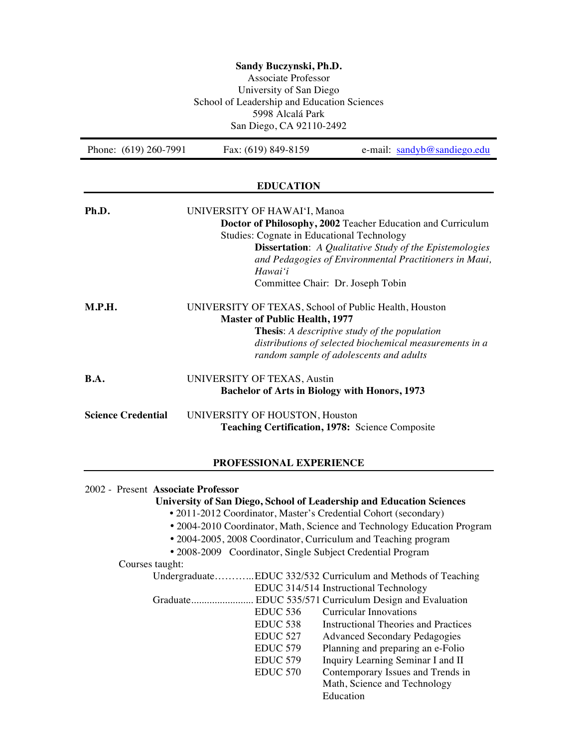**Sandy Buczynski, Ph.D.**
Associate Professor
University of San Diego
School of Leadership and Education Sciences
5998 Alcalá Park
San Diego, CA 92110-2492

Phone: (619) 260-7991 | Fax: (619) 849-8159 | e-mail: sandyb@sandiego.edu

## EDUCATION

**Ph.D.** UNIVERSITY OF HAWAI'I, Manoa
**Doctor of Philosophy, 2002** Teacher Education and Curriculum Studies: Cognate in Educational Technology
**Dissertation**: *A Qualitative Study of the Epistemologies and Pedagogies of Environmental Practitioners in Maui, Hawai'i*
Committee Chair: Dr. Joseph Tobin

**M.P.H.** UNIVERSITY OF TEXAS, School of Public Health, Houston
**Master of Public Health, 1977**
**Thesis**: *A descriptive study of the population distributions of selected biochemical measurements in a random sample of adolescents and adults*

**B.A.** UNIVERSITY OF TEXAS, Austin
**Bachelor of Arts in Biology with Honors, 1973**

**Science Credential** UNIVERSITY OF HOUSTON, Houston
**Teaching Certification, 1978:** Science Composite

## PROFESSIONAL EXPERIENCE

2002 - Present **Associate Professor**
**University of San Diego, School of Leadership and Education Sciences**

- 2011-2012 Coordinator, Master's Credential Cohort (secondary)
- 2004-2010 Coordinator, Math, Science and Technology Education Program
- 2004-2005, 2008 Coordinator, Curriculum and Teaching program
- 2008-2009 Coordinator, Single Subject Credential Program

Courses taught:

Undergraduate………..EDUC 332/532 Curriculum and Methods of Teaching
EDUC 314/514 Instructional Technology

Graduate........................ EDUC 535/571 Curriculum Design and Evaluation
EDUC 536 Curricular Innovations
EDUC 538 Instructional Theories and Practices
EDUC 527 Advanced Secondary Pedagogies
EDUC 579 Planning and preparing an e-Folio
EDUC 579 Inquiry Learning Seminar I and II
EDUC 570 Contemporary Issues and Trends in Math, Science and Technology Education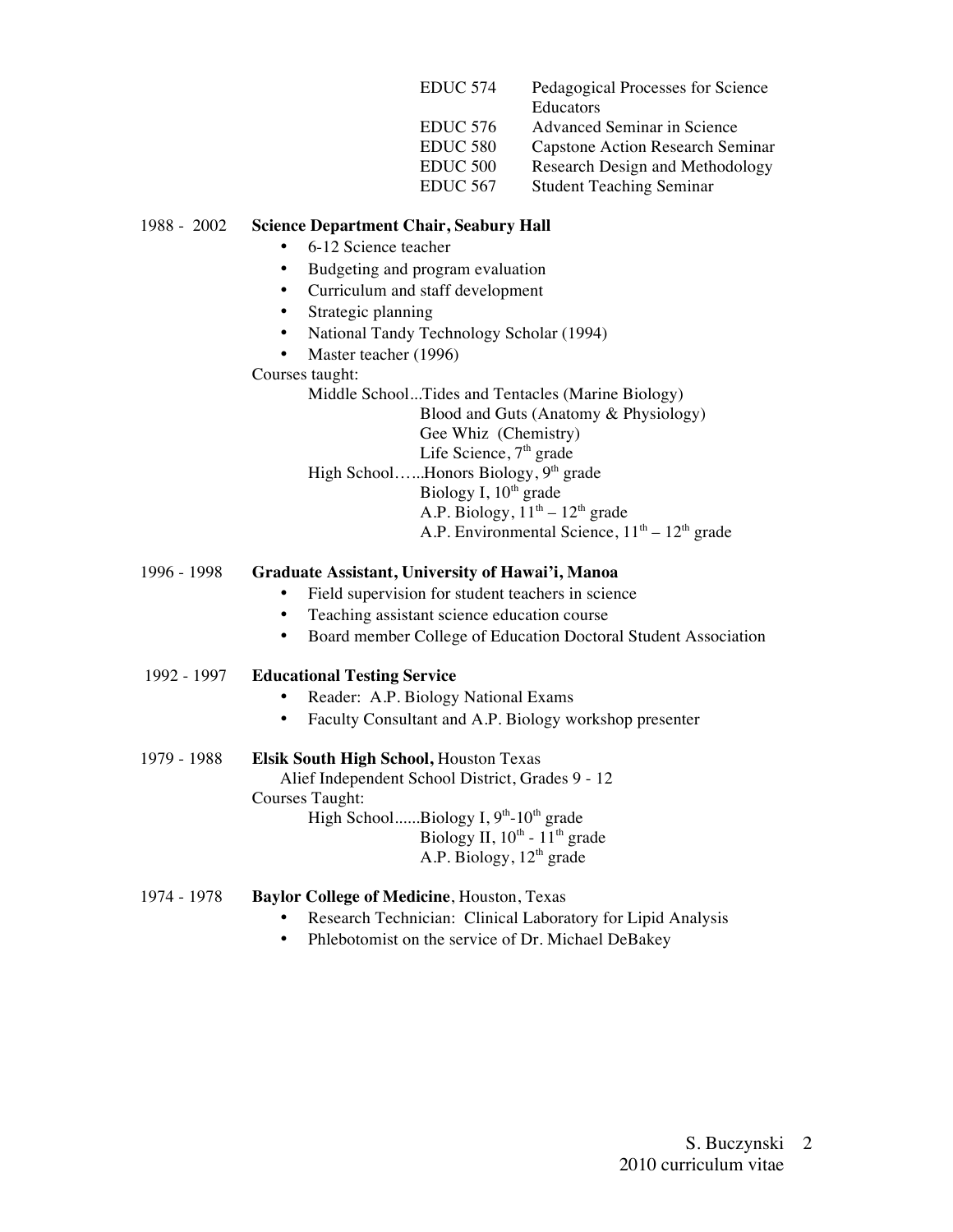| | |
|---|---|
| EDUC 574 | Pedagogical Processes for Science Educators |
| EDUC 576 | Advanced Seminar in Science |
| EDUC 580 | Capstone Action Research Seminar |
| EDUC 500 | Research Design and Methodology |
| EDUC 567 | Student Teaching Seminar |

1988 - 2002 **Science Department Chair, Seabury Hall**

- 6-12 Science teacher
- Budgeting and program evaluation
- Curriculum and staff development
- Strategic planning
- National Tandy Technology Scholar (1994)
- Master teacher (1996)

Courses taught:

Middle School...Tides and Tentacles (Marine Biology)
Blood and Guts (Anatomy & Physiology)
Gee Whiz (Chemistry)
Life Science, 7th grade

High School…...Honors Biology, 9th grade
Biology I, 10th grade
A.P. Biology, 11th – 12th grade
A.P. Environmental Science, 11th – 12th grade

1996 - 1998 **Graduate Assistant, University of Hawai'i, Manoa**

- Field supervision for student teachers in science
- Teaching assistant science education course
- Board member College of Education Doctoral Student Association

1992 - 1997 **Educational Testing Service**

- Reader: A.P. Biology National Exams
- Faculty Consultant and A.P. Biology workshop presenter

1979 - 1988 **Elsik South High School,** Houston Texas
Alief Independent School District, Grades 9 - 12

Courses Taught:

High School......Biology I, 9th-10th grade
Biology II, 10th - 11th grade
A.P. Biology, 12th grade

1974 - 1978 **Baylor College of Medicine**, Houston, Texas

- Research Technician: Clinical Laboratory for Lipid Analysis
- Phlebotomist on the service of Dr. Michael DeBakey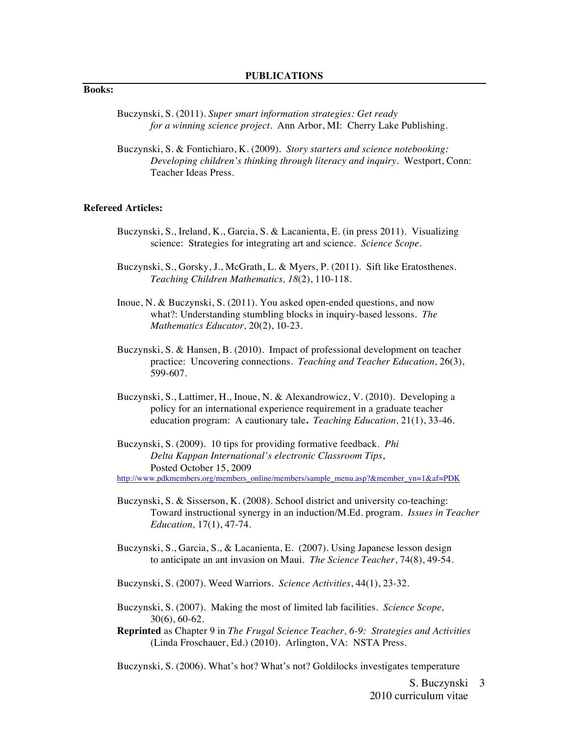## PUBLICATIONS

**Books:**

Buczynski, S. (2011). *Super smart information strategies: Get ready for a winning science project*. Ann Arbor, MI: Cherry Lake Publishing.

Buczynski, S. & Fontichiaro, K. (2009). *Story starters and science notebooking: Developing children's thinking through literacy and inquiry*. Westport, Conn: Teacher Ideas Press.

**Refereed Articles:**

Buczynski, S., Ireland, K., Garcia, S. & Lacanienta, E. (in press 2011). Visualizing science: Strategies for integrating art and science. *Science Scope*.

Buczynski, S., Gorsky, J., McGrath, L. & Myers, P. (2011). Sift like Eratosthenes. *Teaching Children Mathematics, 18*(2), 110-118.

Inoue, N. & Buczynski, S. (2011). You asked open-ended questions, and now what?: Understanding stumbling blocks in inquiry-based lessons. *The Mathematics Educator,* 20(2), 10-23.

Buczynski, S. & Hansen, B. (2010). Impact of professional development on teacher practice: Uncovering connections. *Teaching and Teacher Education,* 26(3), 599-607.

Buczynski, S., Lattimer, H., Inoue, N. & Alexandrowicz, V. (2010). Developing a policy for an international experience requirement in a graduate teacher education program: A cautionary tale**.** *Teaching Education,* 21(1), 33-46.

Buczynski, S. (2009). 10 tips for providing formative feedback. *Phi Delta Kappan International's electronic Classroom Tips*, Posted October 15, 2009
http://www.pdkmembers.org/members_online/members/sample_menu.asp?&member_yn=1&af=PDK

Buczynski, S. & Sisserson, K. (2008). School district and university co-teaching: Toward instructional synergy in an induction/M.Ed. program. *Issues in Teacher Education,* 17(1), 47-74.

Buczynski, S., Garcia, S., & Lacanienta, E. (2007). Using Japanese lesson design to anticipate an ant invasion on Maui. *The Science Teacher*, 74(8), 49-54.

Buczynski, S. (2007). Weed Warriors. *Science Activities*, 44(1), 23-32.

Buczynski, S. (2007). Making the most of limited lab facilities. *Science Scope,* 30(6), 60-62.
**Reprinted** as Chapter 9 in *The Frugal Science Teacher, 6-9: Strategies and Activities* (Linda Froschauer, Ed.) (2010). Arlington, VA: NSTA Press.

Buczynski, S. (2006). What's hot? What's not? Goldilocks investigates temperature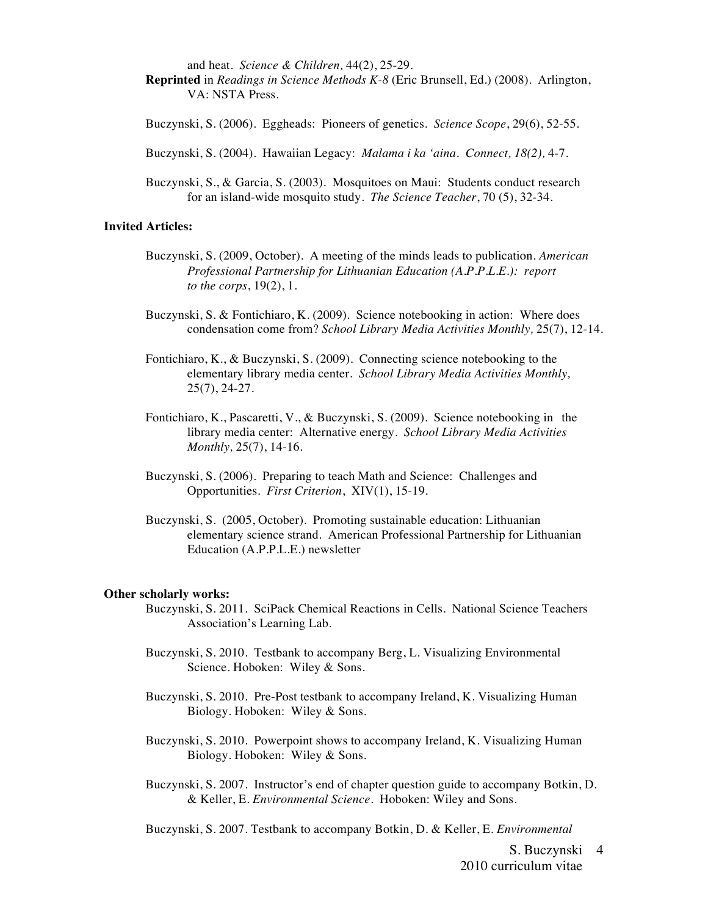and heat. *Science & Children,* 44(2), 25-29.

**Reprinted** in *Readings in Science Methods K-8* (Eric Brunsell, Ed.) (2008). Arlington, VA: NSTA Press.

Buczynski, S. (2006). Eggheads: Pioneers of genetics. *Science Scope*, 29(6), 52-55.

Buczynski, S. (2004). Hawaiian Legacy: *Malama i ka 'aina. Connect, 18(2),* 4-7.

Buczynski, S., & Garcia, S. (2003). Mosquitoes on Maui: Students conduct research for an island-wide mosquito study. *The Science Teacher*, 70 (5), 32-34.

**Invited Articles:**

Buczynski, S. (2009, October). A meeting of the minds leads to publication. *American Professional Partnership for Lithuanian Education (A.P.P.L.E.): report to the corps*, 19(2), 1.

Buczynski, S. & Fontichiaro, K. (2009). Science notebooking in action: Where does condensation come from? *School Library Media Activities Monthly,* 25(7), 12-14.

Fontichiaro, K., & Buczynski, S. (2009). Connecting science notebooking to the elementary library media center. *School Library Media Activities Monthly,* 25(7), 24-27.

Fontichiaro, K., Pascaretti, V., & Buczynski, S. (2009). Science notebooking in the library media center: Alternative energy. *School Library Media Activities Monthly,* 25(7), 14-16.

Buczynski, S. (2006). Preparing to teach Math and Science: Challenges and Opportunities. *First Criterion*, XIV(1), 15-19.

Buczynski, S. (2005, October). Promoting sustainable education: Lithuanian elementary science strand. American Professional Partnership for Lithuanian Education (A.P.P.L.E.) newsletter

**Other scholarly works:**

Buczynski, S. 2011. SciPack Chemical Reactions in Cells. National Science Teachers Association's Learning Lab.

Buczynski, S. 2010. Testbank to accompany Berg, L. Visualizing Environmental Science. Hoboken: Wiley & Sons.

Buczynski, S. 2010. Pre-Post testbank to accompany Ireland, K. Visualizing Human Biology. Hoboken: Wiley & Sons.

Buczynski, S. 2010. Powerpoint shows to accompany Ireland, K. Visualizing Human Biology. Hoboken: Wiley & Sons.

Buczynski, S. 2007. Instructor's end of chapter question guide to accompany Botkin, D. & Keller, E. *Environmental Science*. Hoboken: Wiley and Sons.

Buczynski, S. 2007. Testbank to accompany Botkin, D. & Keller, E. *Environmental*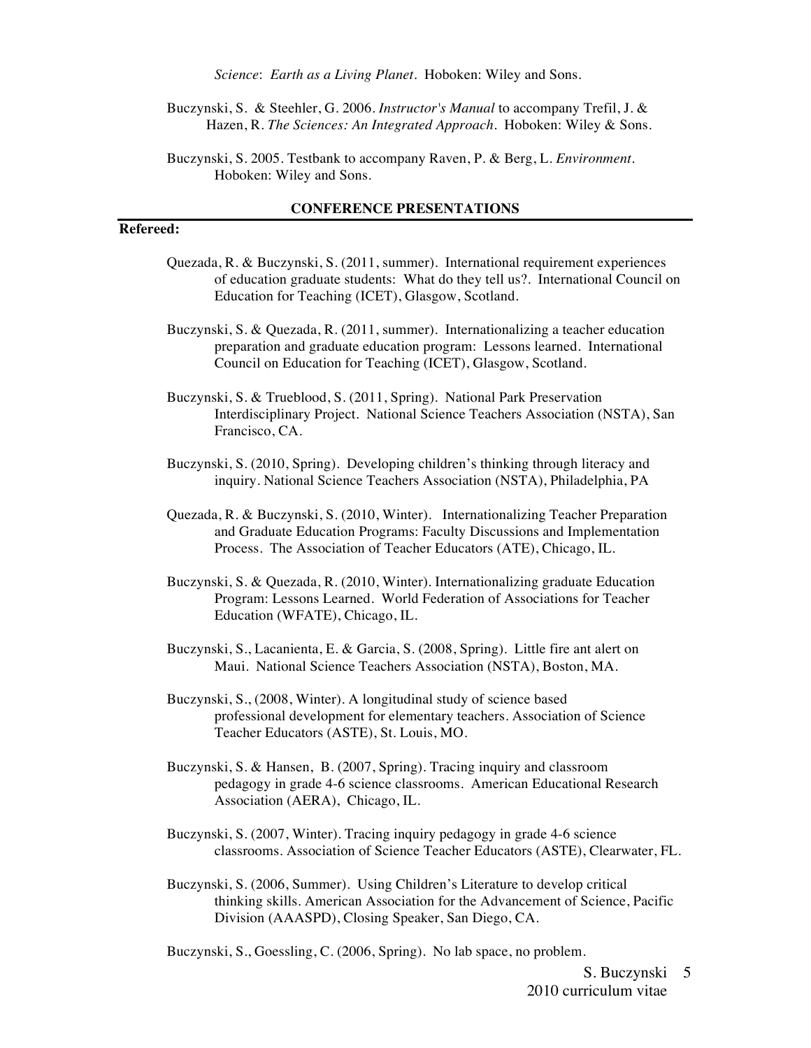*Science*: *Earth as a Living Planet*. Hoboken: Wiley and Sons.

Buczynski, S. & Steehler, G. 2006. *Instructor's Manual* to accompany Trefil, J. & Hazen, R. *The Sciences: An Integrated Approach*. Hoboken: Wiley & Sons.

Buczynski, S. 2005. Testbank to accompany Raven, P. & Berg, L. *Environment*. Hoboken: Wiley and Sons.

## CONFERENCE PRESENTATIONS

**Refereed:**

Quezada, R. & Buczynski, S. (2011, summer). International requirement experiences of education graduate students: What do they tell us?. International Council on Education for Teaching (ICET), Glasgow, Scotland.

Buczynski, S. & Quezada, R. (2011, summer). Internationalizing a teacher education preparation and graduate education program: Lessons learned. International Council on Education for Teaching (ICET), Glasgow, Scotland.

Buczynski, S. & Trueblood, S. (2011, Spring). National Park Preservation Interdisciplinary Project. National Science Teachers Association (NSTA), San Francisco, CA.

Buczynski, S. (2010, Spring). Developing children's thinking through literacy and inquiry. National Science Teachers Association (NSTA), Philadelphia, PA

Quezada, R. & Buczynski, S. (2010, Winter). Internationalizing Teacher Preparation and Graduate Education Programs: Faculty Discussions and Implementation Process. The Association of Teacher Educators (ATE), Chicago, IL.

Buczynski, S. & Quezada, R. (2010, Winter). Internationalizing graduate Education Program: Lessons Learned. World Federation of Associations for Teacher Education (WFATE), Chicago, IL.

Buczynski, S., Lacanienta, E. & Garcia, S. (2008, Spring). Little fire ant alert on Maui. National Science Teachers Association (NSTA), Boston, MA.

Buczynski, S., (2008, Winter). A longitudinal study of science based professional development for elementary teachers. Association of Science Teacher Educators (ASTE), St. Louis, MO.

Buczynski, S. & Hansen, B. (2007, Spring). Tracing inquiry and classroom pedagogy in grade 4-6 science classrooms. American Educational Research Association (AERA), Chicago, IL.

Buczynski, S. (2007, Winter). Tracing inquiry pedagogy in grade 4-6 science classrooms. Association of Science Teacher Educators (ASTE), Clearwater, FL.

Buczynski, S. (2006, Summer). Using Children's Literature to develop critical thinking skills. American Association for the Advancement of Science, Pacific Division (AAASPD), Closing Speaker, San Diego, CA.

Buczynski, S., Goessling, C. (2006, Spring). No lab space, no problem.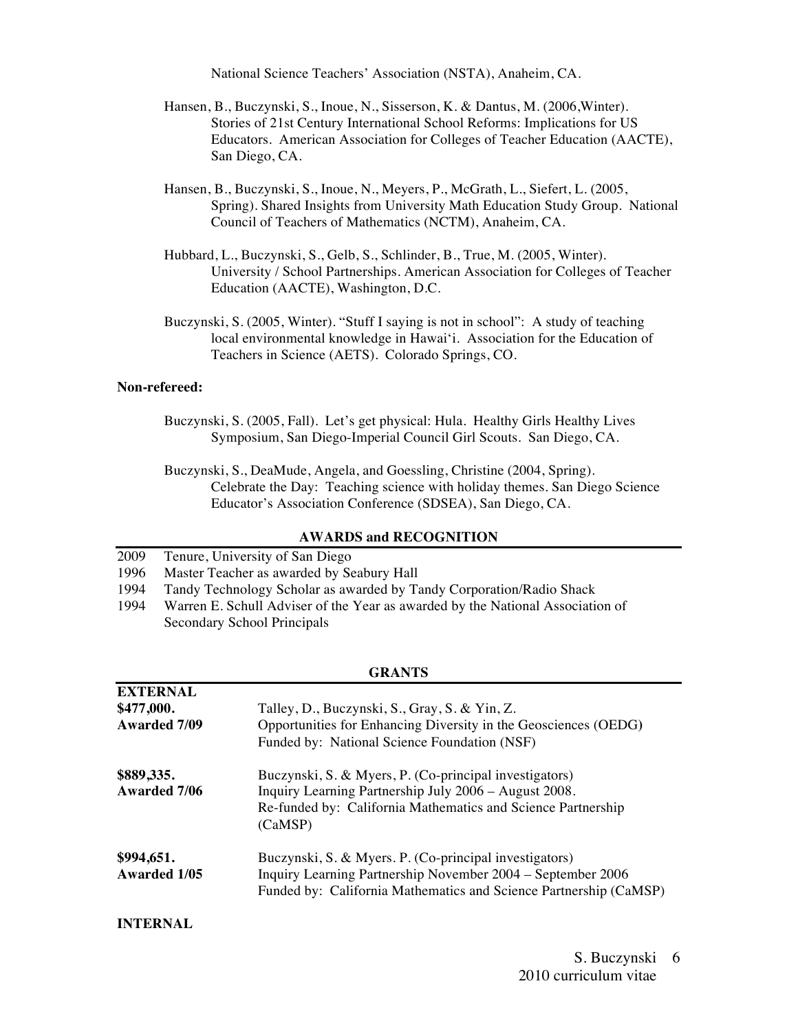National Science Teachers' Association (NSTA), Anaheim, CA.

Hansen, B., Buczynski, S., Inoue, N., Sisserson, K. & Dantus, M. (2006,Winter). Stories of 21st Century International School Reforms: Implications for US Educators. American Association for Colleges of Teacher Education (AACTE), San Diego, CA.

Hansen, B., Buczynski, S., Inoue, N., Meyers, P., McGrath, L., Siefert, L. (2005, Spring). Shared Insights from University Math Education Study Group. National Council of Teachers of Mathematics (NCTM), Anaheim, CA.

Hubbard, L., Buczynski, S., Gelb, S., Schlinder, B., True, M. (2005, Winter). University / School Partnerships. American Association for Colleges of Teacher Education (AACTE), Washington, D.C.

Buczynski, S. (2005, Winter). "Stuff I saying is not in school": A study of teaching local environmental knowledge in Hawai'i. Association for the Education of Teachers in Science (AETS). Colorado Springs, CO.

**Non-refereed:**

Buczynski, S. (2005, Fall). Let's get physical: Hula. Healthy Girls Healthy Lives Symposium, San Diego-Imperial Council Girl Scouts. San Diego, CA.

Buczynski, S., DeaMude, Angela, and Goessling, Christine (2004, Spring). Celebrate the Day: Teaching science with holiday themes. San Diego Science Educator's Association Conference (SDSEA), San Diego, CA.

## AWARDS and RECOGNITION

- 2009 Tenure, University of San Diego
- 1996 Master Teacher as awarded by Seabury Hall
- 1994 Tandy Technology Scholar as awarded by Tandy Corporation/Radio Shack
- 1994 Warren E. Schull Adviser of the Year as awarded by the National Association of Secondary School Principals

## GRANTS

**EXTERNAL**

**$477,000.**
**Awarded 7/09**
Talley, D., Buczynski, S., Gray, S. & Yin, Z.
Opportunities for Enhancing Diversity in the Geosciences (OEDG)
Funded by: National Science Foundation (NSF)

**$889,335.**
**Awarded 7/06**
Buczynski, S. & Myers, P. (Co-principal investigators)
Inquiry Learning Partnership July 2006 – August 2008.
Re-funded by: California Mathematics and Science Partnership (CaMSP)

**$994,651.**
**Awarded 1/05**
Buczynski, S. & Myers. P. (Co-principal investigators)
Inquiry Learning Partnership November 2004 – September 2006
Funded by: California Mathematics and Science Partnership (CaMSP)

**INTERNAL**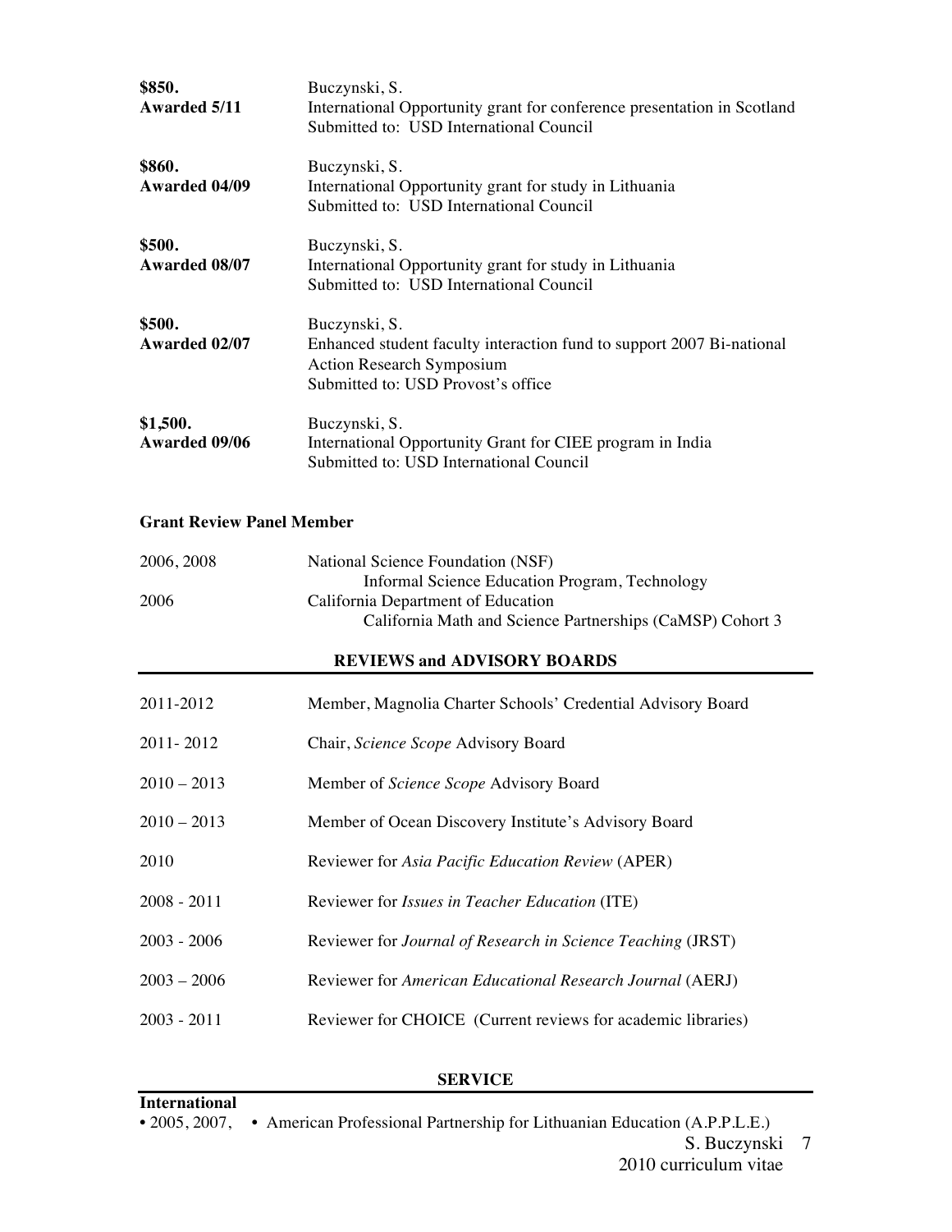**$850.**
**Awarded 5/11**
Buczynski, S.
International Opportunity grant for conference presentation in Scotland
Submitted to: USD International Council

**$860.**
**Awarded 04/09**
Buczynski, S.
International Opportunity grant for study in Lithuania
Submitted to: USD International Council

**$500.**
**Awarded 08/07**
Buczynski, S.
International Opportunity grant for study in Lithuania
Submitted to: USD International Council

**$500.**
**Awarded 02/07**
Buczynski, S.
Enhanced student faculty interaction fund to support 2007 Bi-national Action Research Symposium
Submitted to: USD Provost's office

**$1,500.**
**Awarded 09/06**
Buczynski, S.
International Opportunity Grant for CIEE program in India
Submitted to: USD International Council

**Grant Review Panel Member**

2006, 2008 — National Science Foundation (NSF)
Informal Science Education Program, Technology

2006 — California Department of Education
California Math and Science Partnerships (CaMSP) Cohort 3

## REVIEWS and ADVISORY BOARDS

2011-2012 — Member, Magnolia Charter Schools' Credential Advisory Board

2011- 2012 — Chair, *Science Scope* Advisory Board

2010 – 2013 — Member of *Science Scope* Advisory Board

2010 – 2013 — Member of Ocean Discovery Institute's Advisory Board

2010 — Reviewer for *Asia Pacific Education Review* (APER)

2008 - 2011 — Reviewer for *Issues in Teacher Education* (ITE)

2003 - 2006 — Reviewer for *Journal of Research in Science Teaching* (JRST)

2003 – 2006 — Reviewer for *American Educational Research Journal* (AERJ)

2003 - 2011 — Reviewer for CHOICE (Current reviews for academic libraries)

## SERVICE

**International**

• 2005, 2007, • American Professional Partnership for Lithuanian Education (A.P.P.L.E.)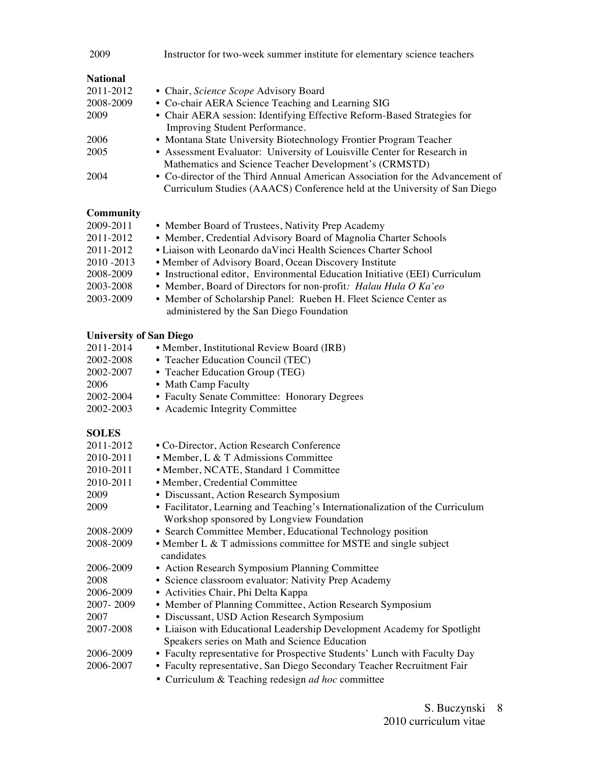| | |
|---|---|
| 2009 | Instructor for two-week summer institute for elementary science teachers |

**National**

| | |
|---|---|
| 2011-2012 | • Chair, *Science Scope* Advisory Board |
| 2008-2009 | • Co-chair AERA Science Teaching and Learning SIG |
| 2009 | • Chair AERA session: Identifying Effective Reform-Based Strategies for Improving Student Performance. |
| 2006 | • Montana State University Biotechnology Frontier Program Teacher |
| 2005 | • Assessment Evaluator: University of Louisville Center for Research in Mathematics and Science Teacher Development's (CRMSTD) |
| 2004 | • Co-director of the Third Annual American Association for the Advancement of Curriculum Studies (AAACS) Conference held at the University of San Diego |

**Community**

| | |
|---|---|
| 2009-2011 | • Member Board of Trustees, Nativity Prep Academy |
| 2011-2012 | • Member, Credential Advisory Board of Magnolia Charter Schools |
| 2011-2012 | • Liaison with Leonardo daVinci Health Sciences Charter School |
| 2010 -2013 | • Member of Advisory Board, Ocean Discovery Institute |
| 2008-2009 | • Instructional editor, Environmental Education Initiative (EEI) Curriculum |
| 2003-2008 | • Member, Board of Directors for non-profit*: Halau Hula O Ka'eo* |
| 2003-2009 | • Member of Scholarship Panel: Rueben H. Fleet Science Center as administered by the San Diego Foundation |

**University of San Diego**

| | |
|---|---|
| 2011-2014 | • Member, Institutional Review Board (IRB) |
| 2002-2008 | • Teacher Education Council (TEC) |
| 2002-2007 | • Teacher Education Group (TEG) |
| 2006 | • Math Camp Faculty |
| 2002-2004 | • Faculty Senate Committee: Honorary Degrees |
| 2002-2003 | • Academic Integrity Committee |

**SOLES**

| | |
|---|---|
| 2011-2012 | • Co-Director, Action Research Conference |
| 2010-2011 | • Member, L & T Admissions Committee |
| 2010-2011 | • Member, NCATE, Standard 1 Committee |
| 2010-2011 | • Member, Credential Committee |
| 2009 | • Discussant, Action Research Symposium |
| 2009 | • Facilitator, Learning and Teaching's Internationalization of the Curriculum Workshop sponsored by Longview Foundation |
| 2008-2009 | • Search Committee Member, Educational Technology position |
| 2008-2009 | • Member L & T admissions committee for MSTE and single subject candidates |
| 2006-2009 | • Action Research Symposium Planning Committee |
| 2008 | • Science classroom evaluator: Nativity Prep Academy |
| 2006-2009 | • Activities Chair, Phi Delta Kappa |
| 2007- 2009 | • Member of Planning Committee, Action Research Symposium |
| 2007 | • Discussant, USD Action Research Symposium |
| 2007-2008 | • Liaison with Educational Leadership Development Academy for Spotlight Speakers series on Math and Science Education |
| 2006-2009 | • Faculty representative for Prospective Students' Lunch with Faculty Day |
| 2006-2007 | • Faculty representative, San Diego Secondary Teacher Recruitment Fair |
| | • Curriculum & Teaching redesign *ad hoc* committee |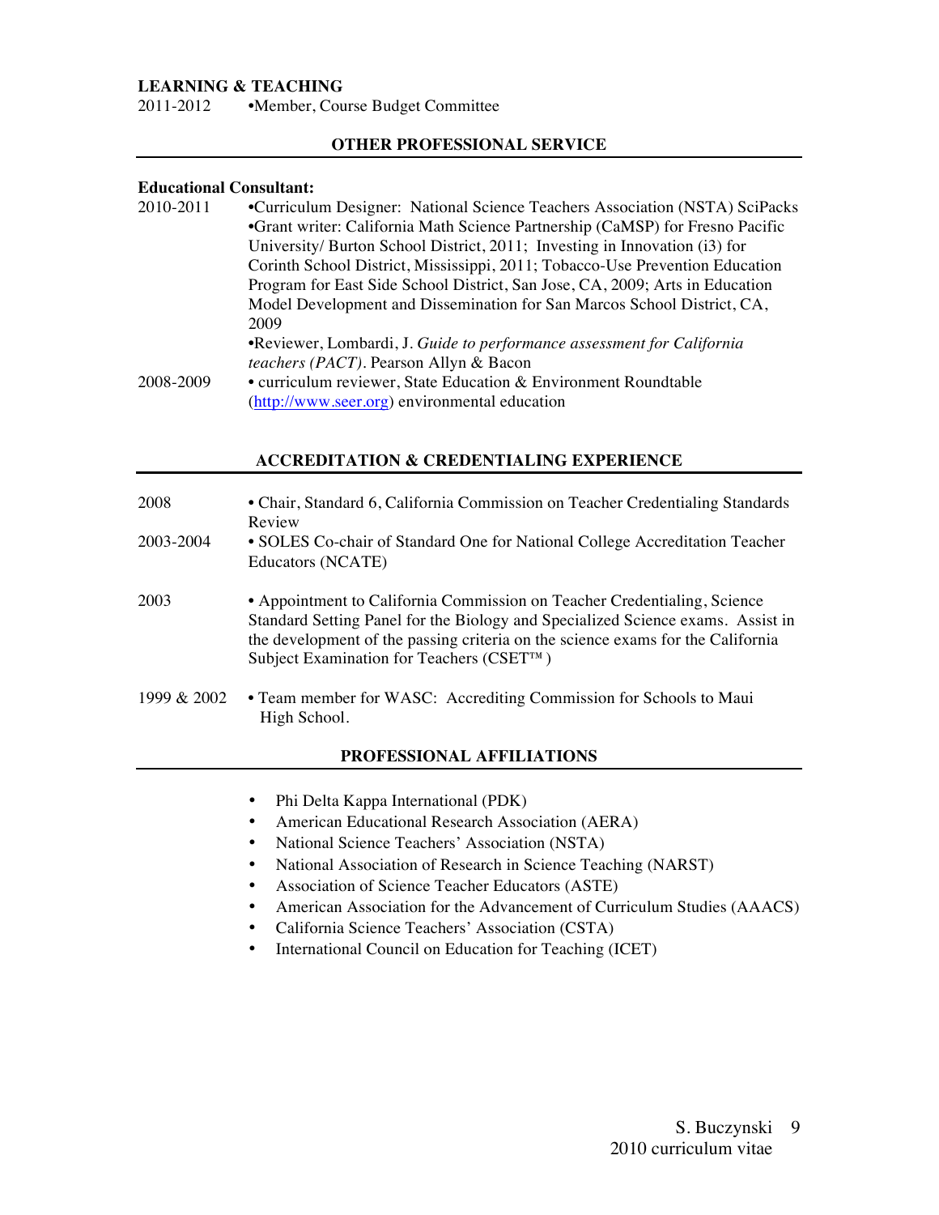**LEARNING & TEACHING**

2011-2012 •Member, Course Budget Committee

## OTHER PROFESSIONAL SERVICE

**Educational Consultant:**

2010-2011
- •Curriculum Designer: National Science Teachers Association (NSTA) SciPacks
- •Grant writer: California Math Science Partnership (CaMSP) for Fresno Pacific University/ Burton School District, 2011; Investing in Innovation (i3) for Corinth School District, Mississippi, 2011; Tobacco-Use Prevention Education Program for East Side School District, San Jose, CA, 2009; Arts in Education Model Development and Dissemination for San Marcos School District, CA, 2009
- •Reviewer, Lombardi, J. *Guide to performance assessment for California teachers (PACT)*. Pearson Allyn & Bacon

2008-2009
- • curriculum reviewer, State Education & Environment Roundtable (http://www.seer.org) environmental education

## ACCREDITATION & CREDENTIALING EXPERIENCE

2008 • Chair, Standard 6, California Commission on Teacher Credentialing Standards Review

2003-2004 • SOLES Co-chair of Standard One for National College Accreditation Teacher Educators (NCATE)

2003 • Appointment to California Commission on Teacher Credentialing, Science Standard Setting Panel for the Biology and Specialized Science exams. Assist in the development of the passing criteria on the science exams for the California Subject Examination for Teachers (CSET™ )

1999 & 2002 • Team member for WASC: Accrediting Commission for Schools to Maui High School.

## PROFESSIONAL AFFILIATIONS

- Phi Delta Kappa International (PDK)
- American Educational Research Association (AERA)
- National Science Teachers' Association (NSTA)
- National Association of Research in Science Teaching (NARST)
- Association of Science Teacher Educators (ASTE)
- American Association for the Advancement of Curriculum Studies (AAACS)
- California Science Teachers' Association (CSTA)
- International Council on Education for Teaching (ICET)